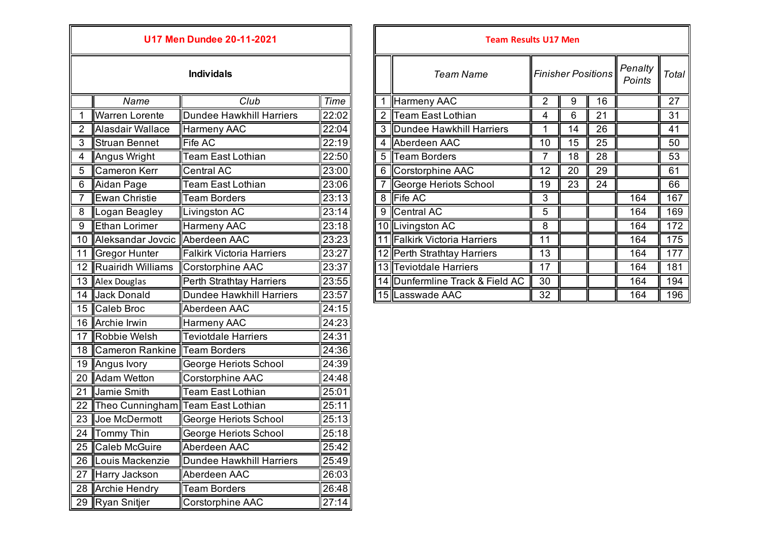## U17 Men Dundee 20-11-2021

### Individals

| | Name | Club | Time |
|---|---|---|---|
| 1 | Warren Lorente | Dundee Hawkhill Harriers | 22:02 |
| 2 | Alasdair Wallace | Harmeny AAC | 22:04 |
| 3 | Struan Bennet | Fife AC | 22:19 |
| 4 | Angus Wright | Team East Lothian | 22:50 |
| 5 | Cameron Kerr | Central AC | 23:00 |
| 6 | Aidan Page | Team East Lothian | 23:06 |
| 7 | Ewan Christie | Team Borders | 23:13 |
| 8 | Logan Beagley | Livingston AC | 23:14 |
| 9 | Ethan Lorimer | Harmeny AAC | 23:18 |
| 10 | Aleksandar Jovcic | Aberdeen AAC | 23:23 |
| 11 | Gregor Hunter | Falkirk Victoria Harriers | 23:27 |
| 12 | Ruairidh Williams | Corstorphine AAC | 23:37 |
| 13 | Alex Douglas | Perth Strathtay Harriers | 23:55 |
| 14 | Jack Donald | Dundee Hawkhill Harriers | 23:57 |
| 15 | Caleb Broc | Aberdeen AAC | 24:15 |
| 16 | Archie Irwin | Harmeny AAC | 24:23 |
| 17 | Robbie Welsh | Teviotdale Harriers | 24:31 |
| 18 | Cameron Rankine | Team Borders | 24:36 |
| 19 | Angus Ivory | George Heriots School | 24:39 |
| 20 | Adam Wetton | Corstorphine AAC | 24:48 |
| 21 | Jamie Smith | Team East Lothian | 25:01 |
| 22 | Theo Cunningham | Team East Lothian | 25:11 |
| 23 | Joe McDermott | George Heriots School | 25:13 |
| 24 | Tommy Thin | George Heriots School | 25:18 |
| 25 | Caleb McGuire | Aberdeen AAC | 25:42 |
| 26 | Louis Mackenzie | Dundee Hawkhill Harriers | 25:49 |
| 27 | Harry Jackson | Aberdeen AAC | 26:03 |
| 28 | Archie Hendry | Team Borders | 26:48 |
| 29 | Ryan Snitjer | Corstorphine AAC | 27:14 |

## Team Results U17 Men

| | *Team Name* | *Finisher Positions* | | | *Penalty Points* | *Total* |
|---|---|---|---|---|---|---|
| 1 | Harmeny AAC | 2 | 9 | 16 | | 27 |
| 2 | Team East Lothian | 4 | 6 | 21 | | 31 |
| 3 | Dundee Hawkhill Harriers | 1 | 14 | 26 | | 41 |
| 4 | Aberdeen AAC | 10 | 15 | 25 | | 50 |
| 5 | Team Borders | 7 | 18 | 28 | | 53 |
| 6 | Corstorphine AAC | 12 | 20 | 29 | | 61 |
| 7 | George Heriots School | 19 | 23 | 24 | | 66 |
| 8 | Fife AC | 3 | | | 164 | 167 |
| 9 | Central AC | 5 | | | 164 | 169 |
| 10 | Livingston AC | 8 | | | 164 | 172 |
| 11 | Falkirk Victoria Harriers | 11 | | | 164 | 175 |
| 12 | Perth Strathtay Harriers | 13 | | | 164 | 177 |
| 13 | Teviotdale Harriers | 17 | | | 164 | 181 |
| 14 | Dunfermline Track & Field AC | 30 | | | 164 | 194 |
| 15 | Lasswade AAC | 32 | | | 164 | 196 |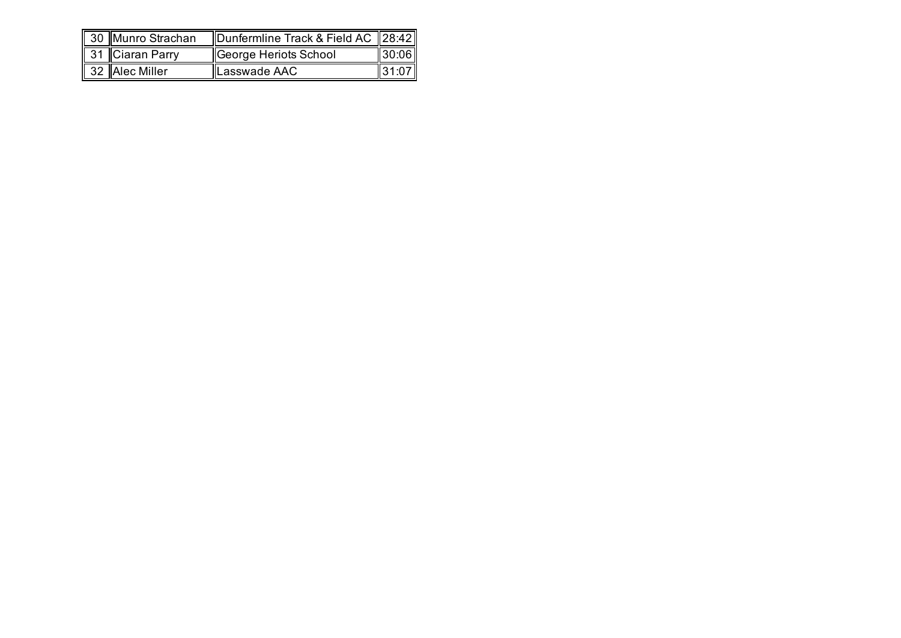| | | | |
|---|---|---|---|
| 30 | Munro Strachan | Dunfermline Track & Field AC | 28:42 |
| 31 | Ciaran Parry | George Heriots School | 30:06 |
| 32 | Alec Miller | Lasswade AAC | 31:07 |